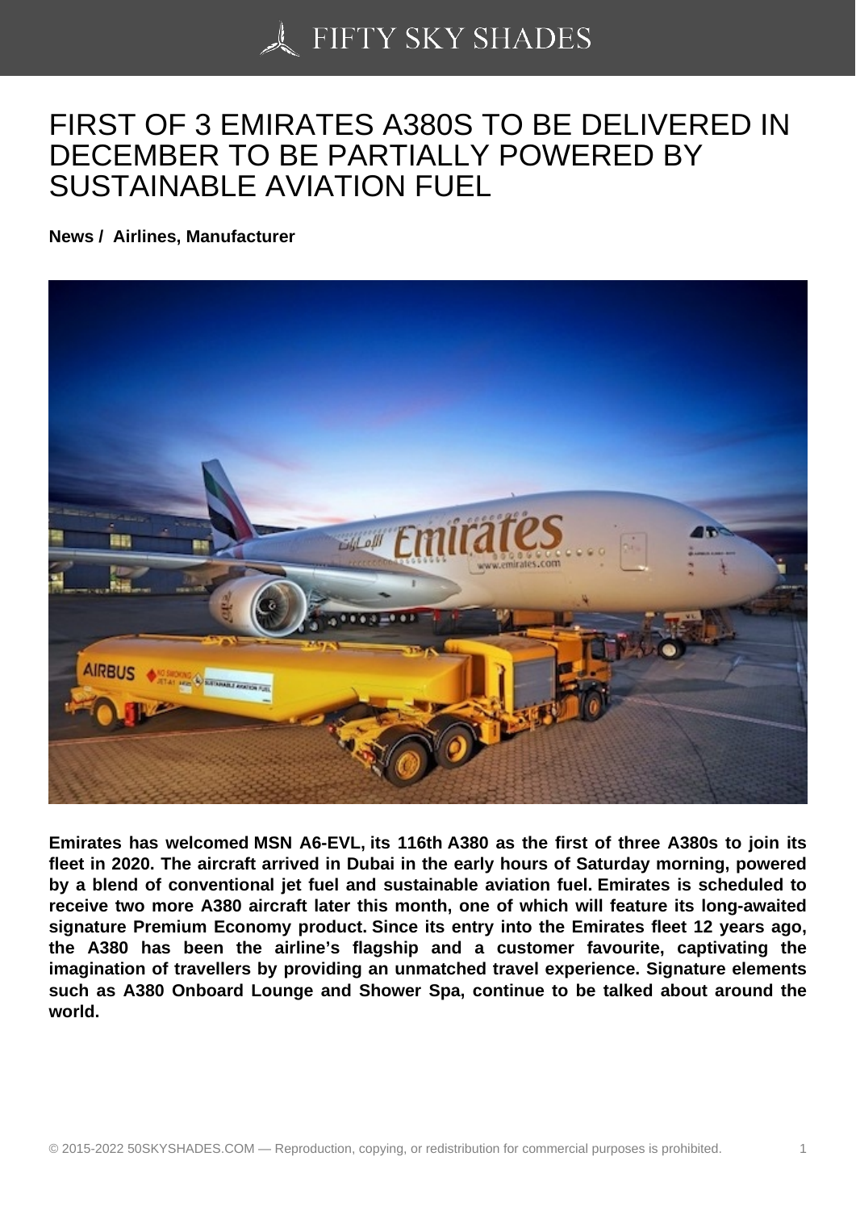# FIRST OF 3 EMIRATES A380S TO BE DELIVERED IN DECEMBER TO BE PARTIALLY POWERED BY SUSTAINABLE AVIATION FUEL

**News / Airlines, Manufacturer**

**Emirates has welcomed MSN A6-EVL, its 116th A380 as the first of three A380s to join its fleet in 2020. The aircraft arrived in Dubai in the early hours of Saturday morning, powered by a blend of conventional jet fuel and sustainable aviation fuel. Emirates is scheduled to receive two more A380 aircraft later this month, one of which will feature its long-awaited signature Premium Economy product. Since its entry into the Emirates fleet 12 years ago, the A380 has been the airline's flagship and a customer favourite, captivating the imagination of travellers by providing an unmatched travel experience. Signature elements such as A380 Onboard Lounge and Shower Spa, continue to be talked about around the world.**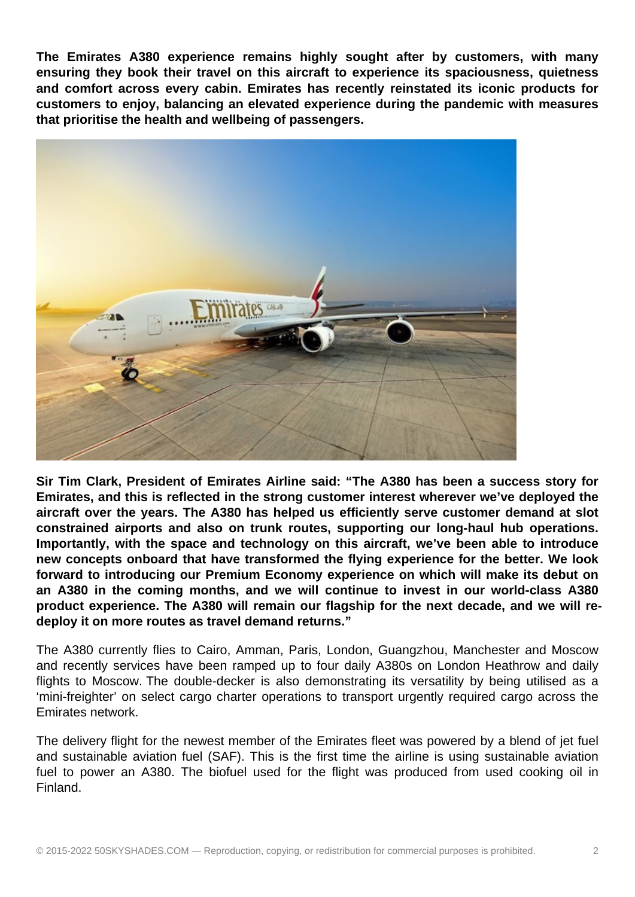**The Emirates A380 experience remains highly sought after by customers, with many ensuring they book their travel on this aircraft to experience its spaciousness, quietness and comfort across every cabin. Emirates has recently reinstated its iconic products for customers to enjoy, balancing an elevated experience during the pandemic with measures that prioritise the health and wellbeing of passengers.**

**Sir Tim Clark, President of Emirates Airline said: "The A380 has been a success story for Emirates, and this is reflected in the strong customer interest wherever we've deployed the aircraft over the years. The A380 has helped us efficiently serve customer demand at slot constrained airports and also on trunk routes, supporting our long-haul hub operations. Importantly, with the space and technology on this aircraft, we've been able to introduce new concepts onboard that have transformed the flying experience for the better. We look forward to introducing our Premium Economy experience on which will make its debut on an A380 in the coming months, and we will continue to invest in our world-class A380 product experience. The A380 will remain our flagship for the next decade, and we will re-deploy it on more routes as travel demand returns."**

The A380 currently flies to Cairo, Amman, Paris, London, Guangzhou, Manchester and Moscow and recently services have been ramped up to four daily A380s on London Heathrow and daily flights to Moscow. The double-decker is also demonstrating its versatility by being utilised as a 'mini-freighter' on select cargo charter operations to transport urgently required cargo across the Emirates network.

The delivery flight for the newest member of the Emirates fleet was powered by a blend of jet fuel and sustainable aviation fuel (SAF). This is the first time the airline is using sustainable aviation fuel to power an A380. The biofuel used for the flight was produced from used cooking oil in Finland.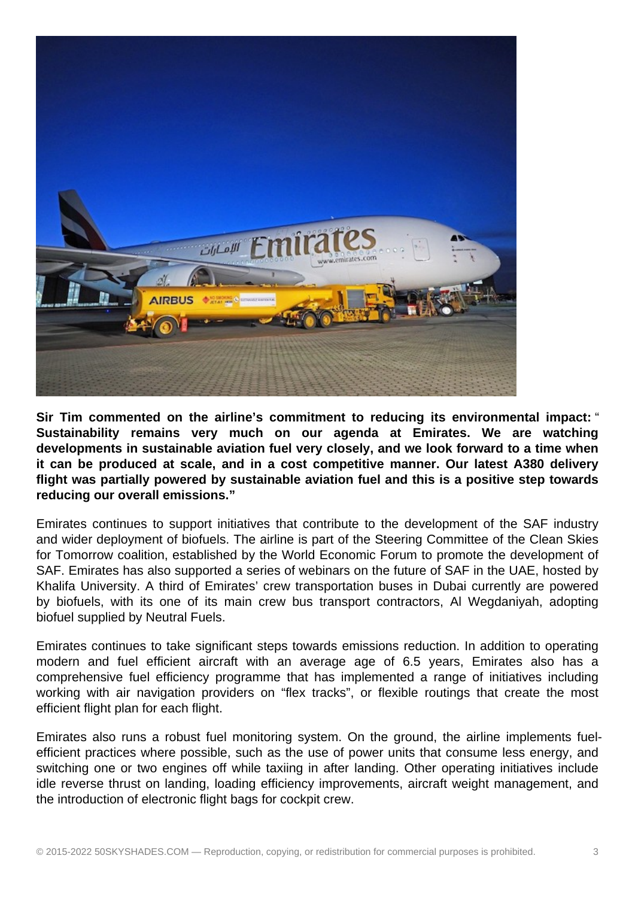**Sir Tim commented on the airline's commitment to reducing its environmental impact:** "**Sustainability remains very much on our agenda at Emirates. We are watching developments in sustainable aviation fuel very closely, and we look forward to a time when it can be produced at scale, and in a cost competitive manner. Our latest A380 delivery flight was partially powered by sustainable aviation fuel and this is a positive step towards reducing our overall emissions."**

Emirates continues to support initiatives that contribute to the development of the SAF industry and wider deployment of biofuels. The airline is part of the Steering Committee of the Clean Skies for Tomorrow coalition, established by the World Economic Forum to promote the development of SAF. Emirates has also supported a series of webinars on the future of SAF in the UAE, hosted by Khalifa University. A third of Emirates' crew transportation buses in Dubai currently are powered by biofuels, with its one of its main crew bus transport contractors, Al Wegdaniyah, adopting biofuel supplied by Neutral Fuels.

Emirates continues to take significant steps towards emissions reduction. In addition to operating modern and fuel efficient aircraft with an average age of 6.5 years, Emirates also has a comprehensive fuel efficiency programme that has implemented a range of initiatives including working with air navigation providers on "flex tracks", or flexible routings that create the most efficient flight plan for each flight.

Emirates also runs a robust fuel monitoring system. On the ground, the airline implements fuel-efficient practices where possible, such as the use of power units that consume less energy, and switching one or two engines off while taxiing in after landing. Other operating initiatives include idle reverse thrust on landing, loading efficiency improvements, aircraft weight management, and the introduction of electronic flight bags for cockpit crew.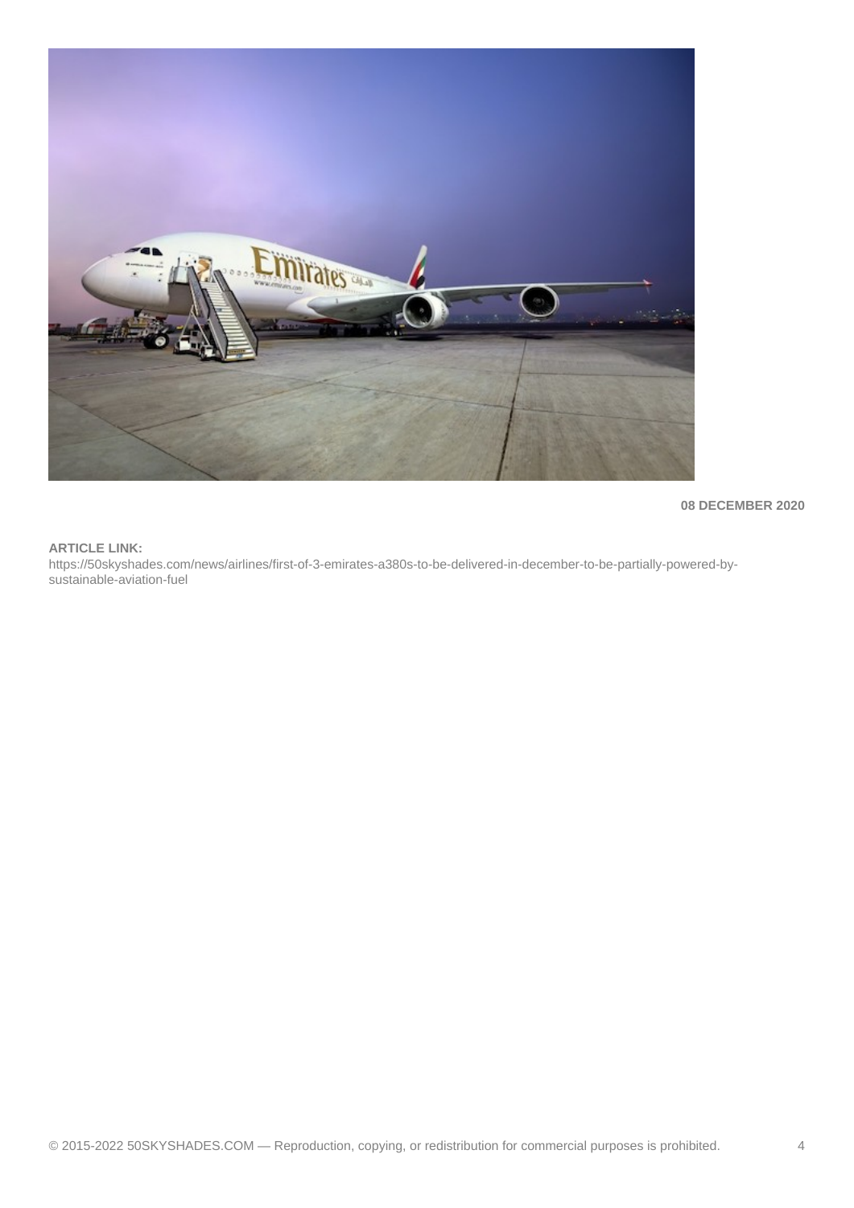**08 DECEMBER 2020**

**ARTICLE LINK:**
https://50skyshades.com/news/airlines/first-of-3-emirates-a380s-to-be-delivered-in-december-to-be-partially-powered-by-sustainable-aviation-fuel

© 2015-2022 50SKYSHADES.COM — Reproduction, copying, or redistribution for commercial purposes is prohibited.